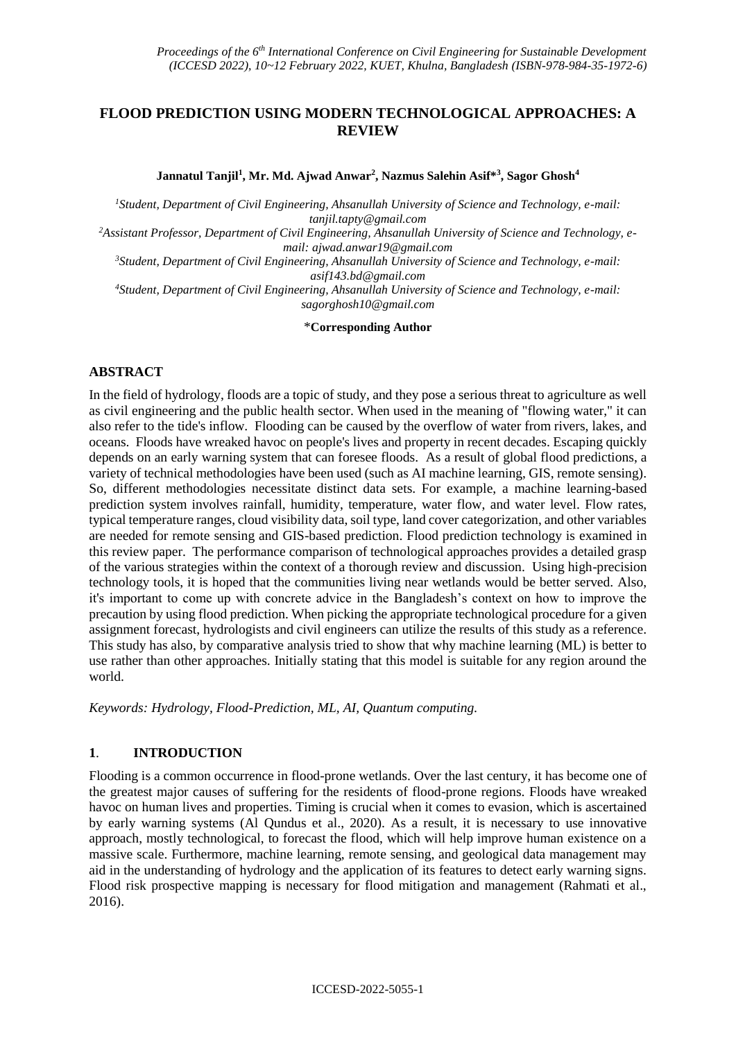# FLOOD PREDICTION USING MODERN TECHNOLOGICAL APPROACHES: A REVIEW

**Jannatul Tanjil[1], Mr. Md. Ajwad Anwar[2], Nazmus Salehin Asif*[3], Sagor Ghosh[4]**

*[1]Student, Department of Civil Engineering, Ahsanullah University of Science and Technology, e-mail: tanjil.tapty@gmail.com*

*[2]Assistant Professor, Department of Civil Engineering, Ahsanullah University of Science and Technology, e-mail: ajwad.anwar19@gmail.com*

*[3]Student, Department of Civil Engineering, Ahsanullah University of Science and Technology, e-mail: asif143.bd@gmail.com*

*[4]Student, Department of Civil Engineering, Ahsanullah University of Science and Technology, e-mail: sagorghosh10@gmail.com*

\***Corresponding Author**

## ABSTRACT

In the field of hydrology, floods are a topic of study, and they pose a serious threat to agriculture as well as civil engineering and the public health sector. When used in the meaning of "flowing water," it can also refer to the tide's inflow. Flooding can be caused by the overflow of water from rivers, lakes, and oceans. Floods have wreaked havoc on people's lives and property in recent decades. Escaping quickly depends on an early warning system that can foresee floods. As a result of global flood predictions, a variety of technical methodologies have been used (such as AI machine learning, GIS, remote sensing). So, different methodologies necessitate distinct data sets. For example, a machine learning-based prediction system involves rainfall, humidity, temperature, water flow, and water level. Flow rates, typical temperature ranges, cloud visibility data, soil type, land cover categorization, and other variables are needed for remote sensing and GIS-based prediction. Flood prediction technology is examined in this review paper. The performance comparison of technological approaches provides a detailed grasp of the various strategies within the context of a thorough review and discussion. Using high-precision technology tools, it is hoped that the communities living near wetlands would be better served. Also, it's important to come up with concrete advice in the Bangladesh's context on how to improve the precaution by using flood prediction. When picking the appropriate technological procedure for a given assignment forecast, hydrologists and civil engineers can utilize the results of this study as a reference. This study has also, by comparative analysis tried to show that why machine learning (ML) is better to use rather than other approaches. Initially stating that this model is suitable for any region around the world.

*Keywords: Hydrology, Flood-Prediction, ML, AI, Quantum computing.*

## 1. INTRODUCTION

Flooding is a common occurrence in flood-prone wetlands. Over the last century, it has become one of the greatest major causes of suffering for the residents of flood-prone regions. Floods have wreaked havoc on human lives and properties. Timing is crucial when it comes to evasion, which is ascertained by early warning systems (Al Qundus et al., 2020). As a result, it is necessary to use innovative approach, mostly technological, to forecast the flood, which will help improve human existence on a massive scale. Furthermore, machine learning, remote sensing, and geological data management may aid in the understanding of hydrology and the application of its features to detect early warning signs. Flood risk prospective mapping is necessary for flood mitigation and management (Rahmati et al., 2016).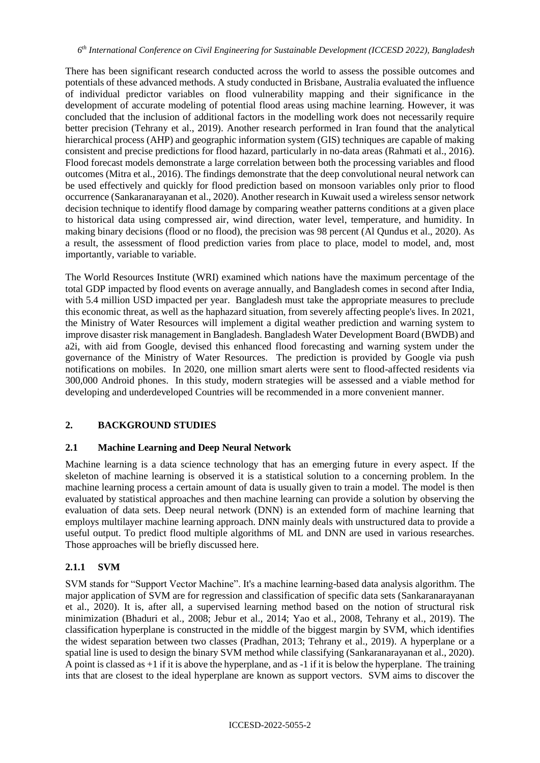There has been significant research conducted across the world to assess the possible outcomes and potentials of these advanced methods. A study conducted in Brisbane, Australia evaluated the influence of individual predictor variables on flood vulnerability mapping and their significance in the development of accurate modeling of potential flood areas using machine learning. However, it was concluded that the inclusion of additional factors in the modelling work does not necessarily require better precision (Tehrany et al., 2019). Another research performed in Iran found that the analytical hierarchical process (AHP) and geographic information system (GIS) techniques are capable of making consistent and precise predictions for flood hazard, particularly in no-data areas (Rahmati et al., 2016). Flood forecast models demonstrate a large correlation between both the processing variables and flood outcomes (Mitra et al., 2016). The findings demonstrate that the deep convolutional neural network can be used effectively and quickly for flood prediction based on monsoon variables only prior to flood occurrence (Sankaranarayanan et al., 2020). Another research in Kuwait used a wireless sensor network decision technique to identify flood damage by comparing weather patterns conditions at a given place to historical data using compressed air, wind direction, water level, temperature, and humidity. In making binary decisions (flood or no flood), the precision was 98 percent (Al Qundus et al., 2020). As a result, the assessment of flood prediction varies from place to place, model to model, and, most importantly, variable to variable.

The World Resources Institute (WRI) examined which nations have the maximum percentage of the total GDP impacted by flood events on average annually, and Bangladesh comes in second after India, with 5.4 million USD impacted per year. Bangladesh must take the appropriate measures to preclude this economic threat, as well as the haphazard situation, from severely affecting people's lives. In 2021, the Ministry of Water Resources will implement a digital weather prediction and warning system to improve disaster risk management in Bangladesh. Bangladesh Water Development Board (BWDB) and a2i, with aid from Google, devised this enhanced flood forecasting and warning system under the governance of the Ministry of Water Resources. The prediction is provided by Google via push notifications on mobiles. In 2020, one million smart alerts were sent to flood-affected residents via 300,000 Android phones. In this study, modern strategies will be assessed and a viable method for developing and underdeveloped Countries will be recommended in a more convenient manner.

## 2. BACKGROUND STUDIES

### 2.1 Machine Learning and Deep Neural Network

Machine learning is a data science technology that has an emerging future in every aspect. If the skeleton of machine learning is observed it is a statistical solution to a concerning problem. In the machine learning process a certain amount of data is usually given to train a model. The model is then evaluated by statistical approaches and then machine learning can provide a solution by observing the evaluation of data sets. Deep neural network (DNN) is an extended form of machine learning that employs multilayer machine learning approach. DNN mainly deals with unstructured data to provide a useful output. To predict flood multiple algorithms of ML and DNN are used in various researches. Those approaches will be briefly discussed here.

#### 2.1.1 SVM

SVM stands for "Support Vector Machine". It's a machine learning-based data analysis algorithm. The major application of SVM are for regression and classification of specific data sets (Sankaranarayanan et al., 2020). It is, after all, a supervised learning method based on the notion of structural risk minimization (Bhaduri et al., 2008; Jebur et al., 2014; Yao et al., 2008, Tehrany et al., 2019). The classification hyperplane is constructed in the middle of the biggest margin by SVM, which identifies the widest separation between two classes (Pradhan, 2013; Tehrany et al., 2019). A hyperplane or a spatial line is used to design the binary SVM method while classifying (Sankaranarayanan et al., 2020). A point is classed as +1 if it is above the hyperplane, and as -1 if it is below the hyperplane. The training ints that are closest to the ideal hyperplane are known as support vectors. SVM aims to discover the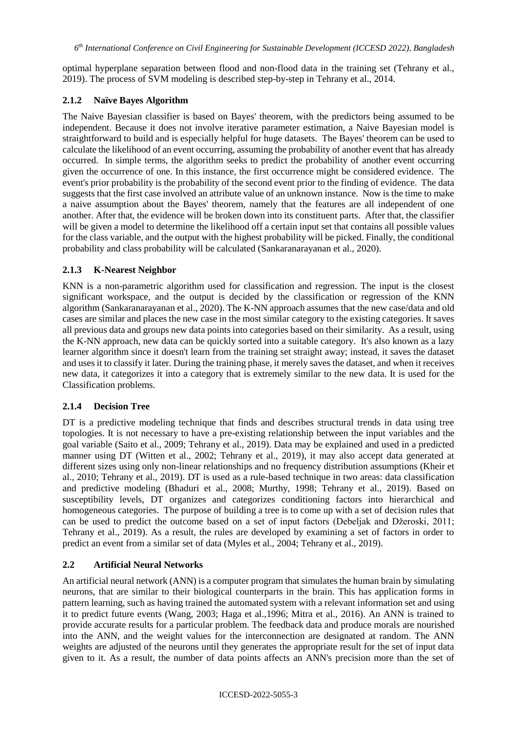optimal hyperplane separation between flood and non-flood data in the training set (Tehrany et al., 2019). The process of SVM modeling is described step-by-step in Tehrany et al., 2014.

### 2.1.2 Naïve Bayes Algorithm

The Naive Bayesian classifier is based on Bayes' theorem, with the predictors being assumed to be independent. Because it does not involve iterative parameter estimation, a Naive Bayesian model is straightforward to build and is especially helpful for huge datasets. The Bayes' theorem can be used to calculate the likelihood of an event occurring, assuming the probability of another event that has already occurred. In simple terms, the algorithm seeks to predict the probability of another event occurring given the occurrence of one. In this instance, the first occurrence might be considered evidence. The event's prior probability is the probability of the second event prior to the finding of evidence. The data suggests that the first case involved an attribute value of an unknown instance. Now is the time to make a naive assumption about the Bayes' theorem, namely that the features are all independent of one another. After that, the evidence will be broken down into its constituent parts. After that, the classifier will be given a model to determine the likelihood off a certain input set that contains all possible values for the class variable, and the output with the highest probability will be picked. Finally, the conditional probability and class probability will be calculated (Sankaranarayanan et al., 2020).

### 2.1.3 K-Nearest Neighbor

KNN is a non-parametric algorithm used for classification and regression. The input is the closest significant workspace, and the output is decided by the classification or regression of the KNN algorithm (Sankaranarayanan et al., 2020). The K-NN approach assumes that the new case/data and old cases are similar and places the new case in the most similar category to the existing categories. It saves all previous data and groups new data points into categories based on their similarity. As a result, using the K-NN approach, new data can be quickly sorted into a suitable category. It's also known as a lazy learner algorithm since it doesn't learn from the training set straight away; instead, it saves the dataset and uses it to classify it later. During the training phase, it merely saves the dataset, and when it receives new data, it categorizes it into a category that is extremely similar to the new data. It is used for the Classification problems.

### 2.1.4 Decision Tree

DT is a predictive modeling technique that finds and describes structural trends in data using tree topologies. It is not necessary to have a pre-existing relationship between the input variables and the goal variable (Saito et al., 2009; Tehrany et al., 2019). Data may be explained and used in a predicted manner using DT (Witten et al., 2002; Tehrany et al., 2019), it may also accept data generated at different sizes using only non-linear relationships and no frequency distribution assumptions (Kheir et al., 2010; Tehrany et al., 2019). DT is used as a rule-based technique in two areas: data classification and predictive modeling (Bhaduri et al., 2008; Murthy, 1998; Tehrany et al., 2019). Based on susceptibility levels, DT organizes and categorizes conditioning factors into hierarchical and homogeneous categories. The purpose of building a tree is to come up with a set of decision rules that can be used to predict the outcome based on a set of input factors (Debeljak and Džeroski, 2011; Tehrany et al., 2019). As a result, the rules are developed by examining a set of factors in order to predict an event from a similar set of data (Myles et al., 2004; Tehrany et al., 2019).

## 2.2 Artificial Neural Networks

An artificial neural network (ANN) is a computer program that simulates the human brain by simulating neurons, that are similar to their biological counterparts in the brain. This has application forms in pattern learning, such as having trained the automated system with a relevant information set and using it to predict future events (Wang, 2003; Haga et al.,1996; Mitra et al., 2016). An ANN is trained to provide accurate results for a particular problem. The feedback data and produce morals are nourished into the ANN, and the weight values for the interconnection are designated at random. The ANN weights are adjusted of the neurons until they generates the appropriate result for the set of input data given to it. As a result, the number of data points affects an ANN's precision more than the set of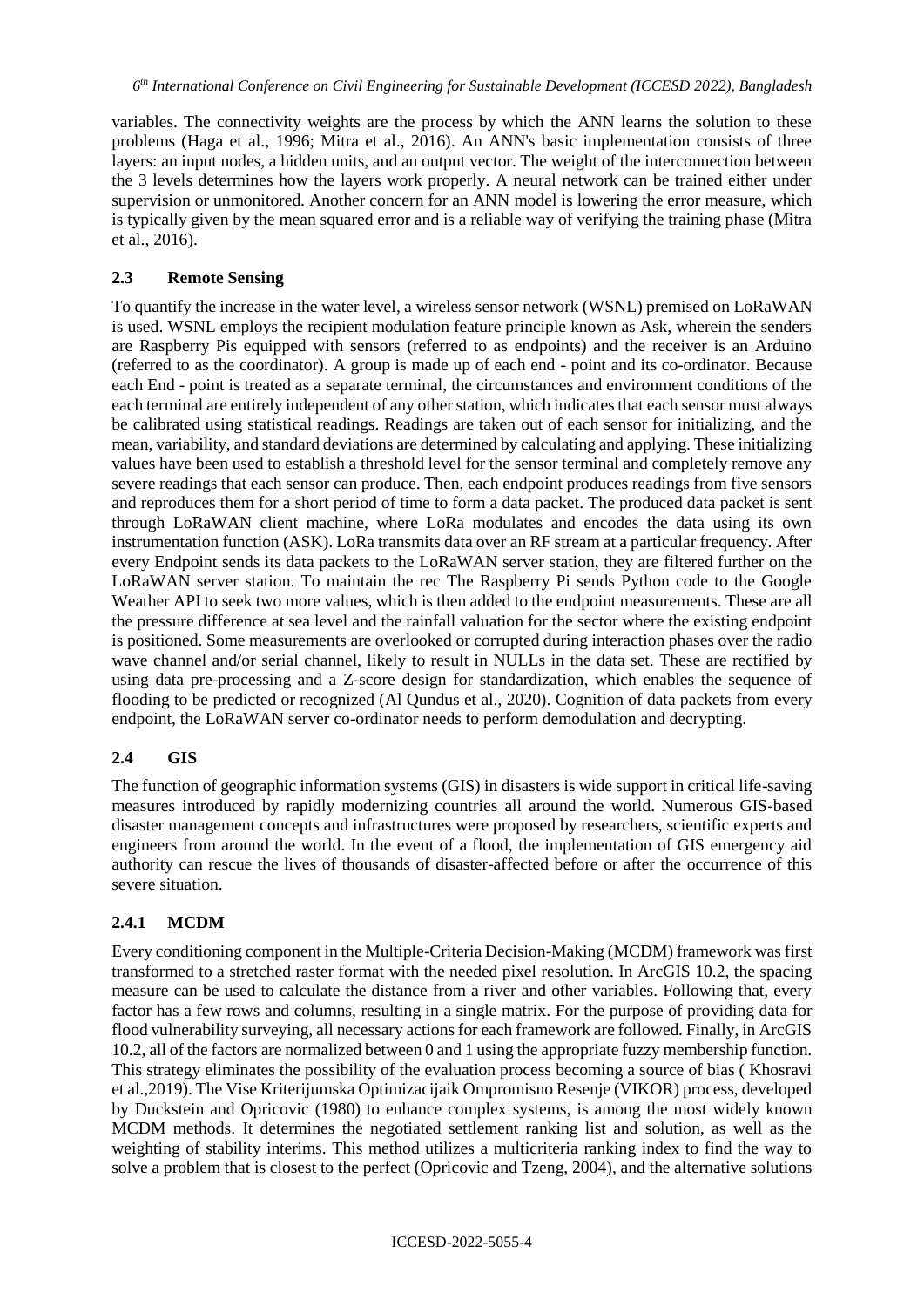variables. The connectivity weights are the process by which the ANN learns the solution to these problems (Haga et al., 1996; Mitra et al., 2016). An ANN's basic implementation consists of three layers: an input nodes, a hidden units, and an output vector. The weight of the interconnection between the 3 levels determines how the layers work properly. A neural network can be trained either under supervision or unmonitored. Another concern for an ANN model is lowering the error measure, which is typically given by the mean squared error and is a reliable way of verifying the training phase (Mitra et al., 2016).

### 2.3 Remote Sensing

To quantify the increase in the water level, a wireless sensor network (WSNL) premised on LoRaWAN is used. WSNL employs the recipient modulation feature principle known as Ask, wherein the senders are Raspberry Pis equipped with sensors (referred to as endpoints) and the receiver is an Arduino (referred to as the coordinator). A group is made up of each end - point and its co-ordinator. Because each End - point is treated as a separate terminal, the circumstances and environment conditions of the each terminal are entirely independent of any other station, which indicates that each sensor must always be calibrated using statistical readings. Readings are taken out of each sensor for initializing, and the mean, variability, and standard deviations are determined by calculating and applying. These initializing values have been used to establish a threshold level for the sensor terminal and completely remove any severe readings that each sensor can produce. Then, each endpoint produces readings from five sensors and reproduces them for a short period of time to form a data packet. The produced data packet is sent through LoRaWAN client machine, where LoRa modulates and encodes the data using its own instrumentation function (ASK). LoRa transmits data over an RF stream at a particular frequency. After every Endpoint sends its data packets to the LoRaWAN server station, they are filtered further on the LoRaWAN server station. To maintain the rec The Raspberry Pi sends Python code to the Google Weather API to seek two more values, which is then added to the endpoint measurements. These are all the pressure difference at sea level and the rainfall valuation for the sector where the existing endpoint is positioned. Some measurements are overlooked or corrupted during interaction phases over the radio wave channel and/or serial channel, likely to result in NULLs in the data set. These are rectified by using data pre-processing and a Z-score design for standardization, which enables the sequence of flooding to be predicted or recognized (Al Qundus et al., 2020). Cognition of data packets from every endpoint, the LoRaWAN server co-ordinator needs to perform demodulation and decrypting.

### 2.4 GIS

The function of geographic information systems (GIS) in disasters is wide support in critical life-saving measures introduced by rapidly modernizing countries all around the world. Numerous GIS-based disaster management concepts and infrastructures were proposed by researchers, scientific experts and engineers from around the world. In the event of a flood, the implementation of GIS emergency aid authority can rescue the lives of thousands of disaster-affected before or after the occurrence of this severe situation.

#### 2.4.1 MCDM

Every conditioning component in the Multiple-Criteria Decision-Making (MCDM) framework was first transformed to a stretched raster format with the needed pixel resolution. In ArcGIS 10.2, the spacing measure can be used to calculate the distance from a river and other variables. Following that, every factor has a few rows and columns, resulting in a single matrix. For the purpose of providing data for flood vulnerability surveying, all necessary actions for each framework are followed. Finally, in ArcGIS 10.2, all of the factors are normalized between 0 and 1 using the appropriate fuzzy membership function. This strategy eliminates the possibility of the evaluation process becoming a source of bias ( Khosravi et al.,2019). The Vise Kriterijumska Optimizacijaik Ompromisno Resenje (VIKOR) process, developed by Duckstein and Opricovic (1980) to enhance complex systems, is among the most widely known MCDM methods. It determines the negotiated settlement ranking list and solution, as well as the weighting of stability interims. This method utilizes a multicriteria ranking index to find the way to solve a problem that is closest to the perfect (Opricovic and Tzeng, 2004), and the alternative solutions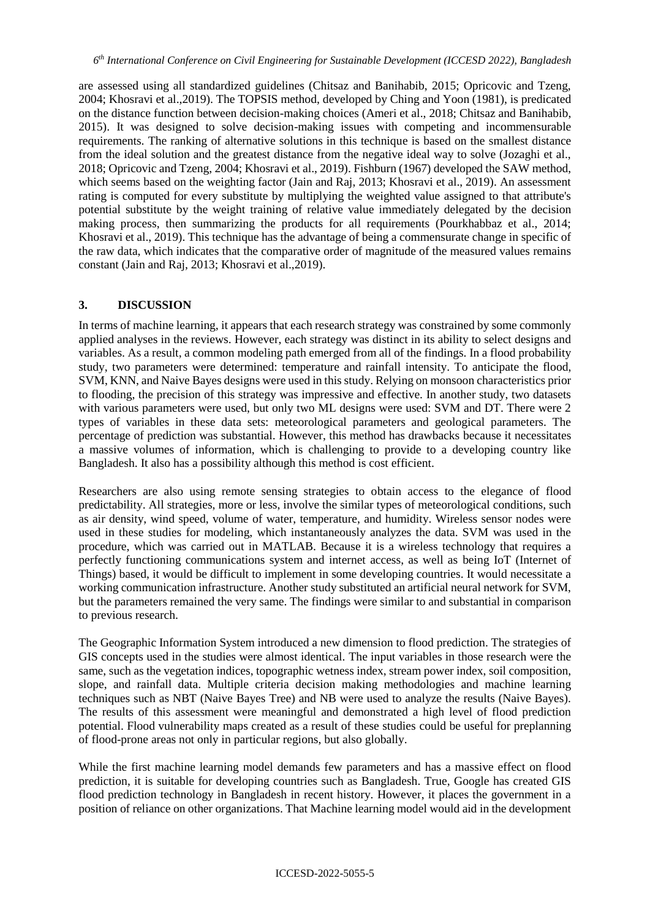are assessed using all standardized guidelines (Chitsaz and Banihabib, 2015; Opricovic and Tzeng, 2004; Khosravi et al.,2019). The TOPSIS method, developed by Ching and Yoon (1981), is predicated on the distance function between decision-making choices (Ameri et al., 2018; Chitsaz and Banihabib, 2015). It was designed to solve decision-making issues with competing and incommensurable requirements. The ranking of alternative solutions in this technique is based on the smallest distance from the ideal solution and the greatest distance from the negative ideal way to solve (Jozaghi et al., 2018; Opricovic and Tzeng, 2004; Khosravi et al., 2019). Fishburn (1967) developed the SAW method, which seems based on the weighting factor (Jain and Raj, 2013; Khosravi et al., 2019). An assessment rating is computed for every substitute by multiplying the weighted value assigned to that attribute's potential substitute by the weight training of relative value immediately delegated by the decision making process, then summarizing the products for all requirements (Pourkhabbaz et al., 2014; Khosravi et al., 2019). This technique has the advantage of being a commensurate change in specific of the raw data, which indicates that the comparative order of magnitude of the measured values remains constant (Jain and Raj, 2013; Khosravi et al.,2019).

## 3. DISCUSSION

In terms of machine learning, it appears that each research strategy was constrained by some commonly applied analyses in the reviews. However, each strategy was distinct in its ability to select designs and variables. As a result, a common modeling path emerged from all of the findings. In a flood probability study, two parameters were determined: temperature and rainfall intensity. To anticipate the flood, SVM, KNN, and Naive Bayes designs were used in this study. Relying on monsoon characteristics prior to flooding, the precision of this strategy was impressive and effective. In another study, two datasets with various parameters were used, but only two ML designs were used: SVM and DT. There were 2 types of variables in these data sets: meteorological parameters and geological parameters. The percentage of prediction was substantial. However, this method has drawbacks because it necessitates a massive volumes of information, which is challenging to provide to a developing country like Bangladesh. It also has a possibility although this method is cost efficient.

Researchers are also using remote sensing strategies to obtain access to the elegance of flood predictability. All strategies, more or less, involve the similar types of meteorological conditions, such as air density, wind speed, volume of water, temperature, and humidity. Wireless sensor nodes were used in these studies for modeling, which instantaneously analyzes the data. SVM was used in the procedure, which was carried out in MATLAB. Because it is a wireless technology that requires a perfectly functioning communications system and internet access, as well as being IoT (Internet of Things) based, it would be difficult to implement in some developing countries. It would necessitate a working communication infrastructure. Another study substituted an artificial neural network for SVM, but the parameters remained the very same. The findings were similar to and substantial in comparison to previous research.

The Geographic Information System introduced a new dimension to flood prediction. The strategies of GIS concepts used in the studies were almost identical. The input variables in those research were the same, such as the vegetation indices, topographic wetness index, stream power index, soil composition, slope, and rainfall data. Multiple criteria decision making methodologies and machine learning techniques such as NBT (Naive Bayes Tree) and NB were used to analyze the results (Naive Bayes). The results of this assessment were meaningful and demonstrated a high level of flood prediction potential. Flood vulnerability maps created as a result of these studies could be useful for preplanning of flood-prone areas not only in particular regions, but also globally.

While the first machine learning model demands few parameters and has a massive effect on flood prediction, it is suitable for developing countries such as Bangladesh. True, Google has created GIS flood prediction technology in Bangladesh in recent history. However, it places the government in a position of reliance on other organizations. That Machine learning model would aid in the development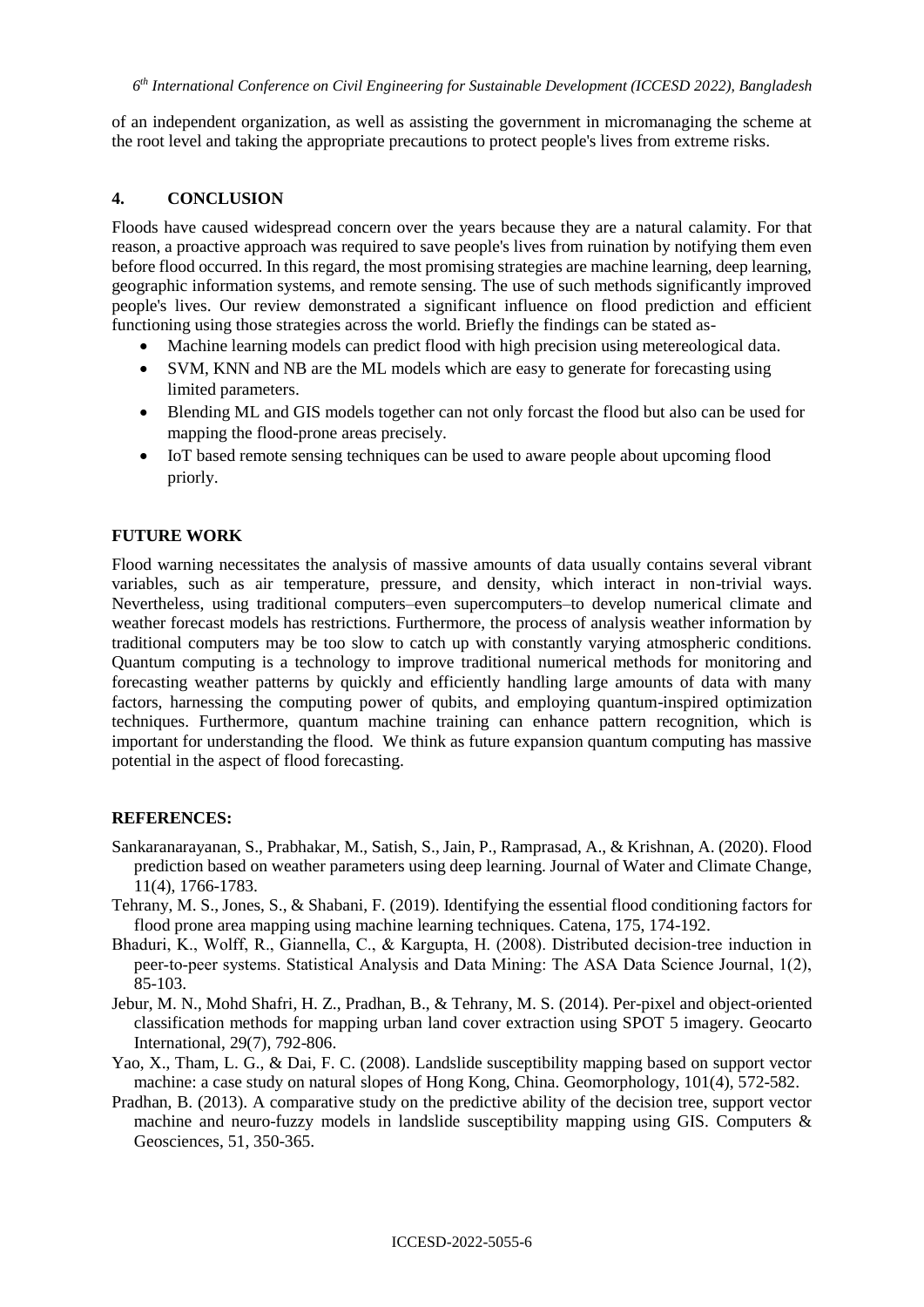of an independent organization, as well as assisting the government in micromanaging the scheme at the root level and taking the appropriate precautions to protect people's lives from extreme risks.

## 4. CONCLUSION

Floods have caused widespread concern over the years because they are a natural calamity. For that reason, a proactive approach was required to save people's lives from ruination by notifying them even before flood occurred. In this regard, the most promising strategies are machine learning, deep learning, geographic information systems, and remote sensing. The use of such methods significantly improved people's lives. Our review demonstrated a significant influence on flood prediction and efficient functioning using those strategies across the world. Briefly the findings can be stated as-

- Machine learning models can predict flood with high precision using metereological data.
- SVM, KNN and NB are the ML models which are easy to generate for forecasting using limited parameters.
- Blending ML and GIS models together can not only forcast the flood but also can be used for mapping the flood-prone areas precisely.
- IoT based remote sensing techniques can be used to aware people about upcoming flood priorly.

## FUTURE WORK

Flood warning necessitates the analysis of massive amounts of data usually contains several vibrant variables, such as air temperature, pressure, and density, which interact in non-trivial ways. Nevertheless, using traditional computers–even supercomputers–to develop numerical climate and weather forecast models has restrictions. Furthermore, the process of analysis weather information by traditional computers may be too slow to catch up with constantly varying atmospheric conditions. Quantum computing is a technology to improve traditional numerical methods for monitoring and forecasting weather patterns by quickly and efficiently handling large amounts of data with many factors, harnessing the computing power of qubits, and employing quantum-inspired optimization techniques. Furthermore, quantum machine training can enhance pattern recognition, which is important for understanding the flood. We think as future expansion quantum computing has massive potential in the aspect of flood forecasting.

## REFERENCES:

Sankaranarayanan, S., Prabhakar, M., Satish, S., Jain, P., Ramprasad, A., & Krishnan, A. (2020). Flood prediction based on weather parameters using deep learning. Journal of Water and Climate Change, 11(4), 1766-1783.

Tehrany, M. S., Jones, S., & Shabani, F. (2019). Identifying the essential flood conditioning factors for flood prone area mapping using machine learning techniques. Catena, 175, 174-192.

Bhaduri, K., Wolff, R., Giannella, C., & Kargupta, H. (2008). Distributed decision-tree induction in peer-to-peer systems. Statistical Analysis and Data Mining: The ASA Data Science Journal, 1(2), 85-103.

Jebur, M. N., Mohd Shafri, H. Z., Pradhan, B., & Tehrany, M. S. (2014). Per-pixel and object-oriented classification methods for mapping urban land cover extraction using SPOT 5 imagery. Geocarto International, 29(7), 792-806.

Yao, X., Tham, L. G., & Dai, F. C. (2008). Landslide susceptibility mapping based on support vector machine: a case study on natural slopes of Hong Kong, China. Geomorphology, 101(4), 572-582.

Pradhan, B. (2013). A comparative study on the predictive ability of the decision tree, support vector machine and neuro-fuzzy models in landslide susceptibility mapping using GIS. Computers & Geosciences, 51, 350-365.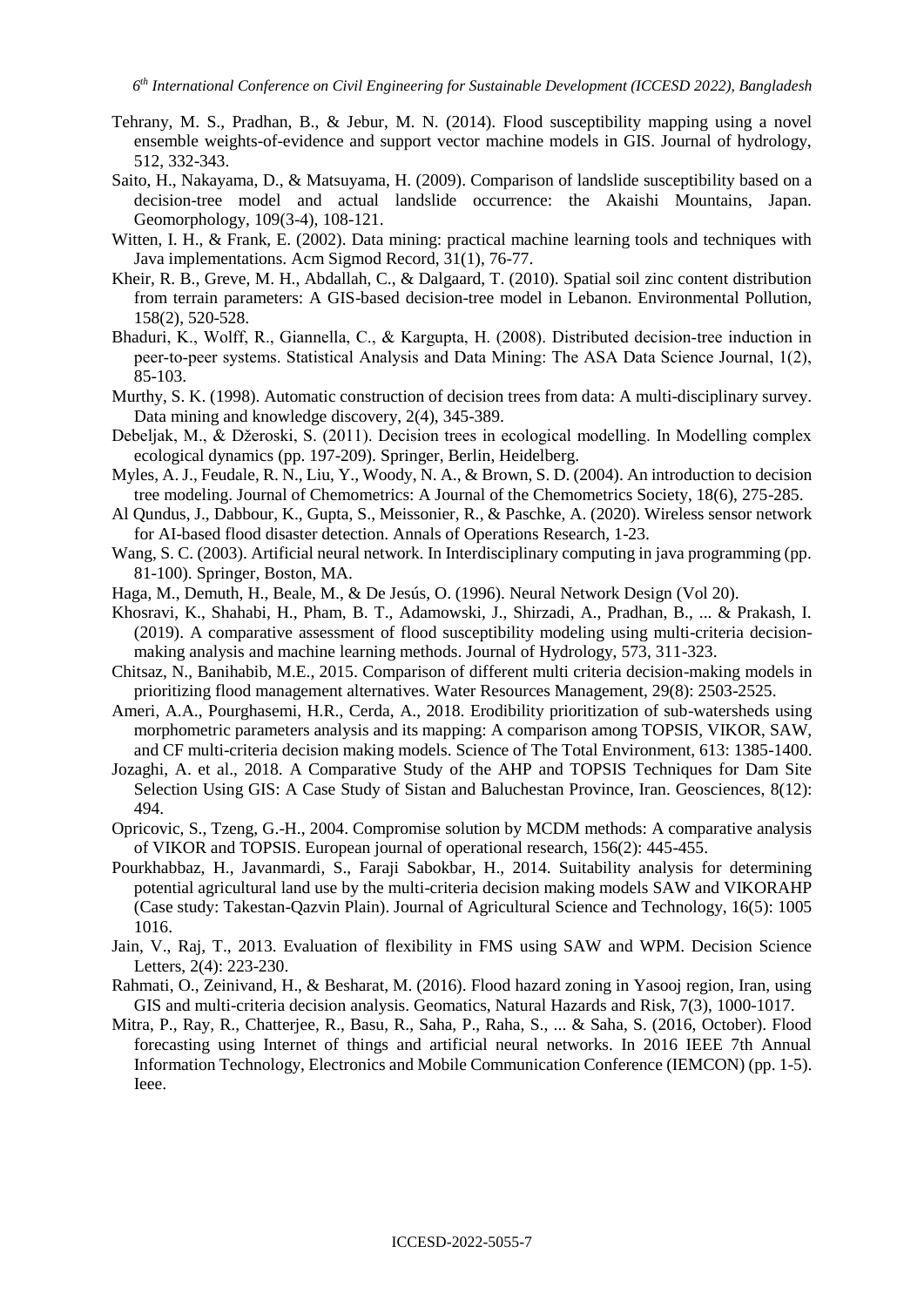Tehrany, M. S., Pradhan, B., & Jebur, M. N. (2014). Flood susceptibility mapping using a novel ensemble weights-of-evidence and support vector machine models in GIS. Journal of hydrology, 512, 332-343.

Saito, H., Nakayama, D., & Matsuyama, H. (2009). Comparison of landslide susceptibility based on a decision-tree model and actual landslide occurrence: the Akaishi Mountains, Japan. Geomorphology, 109(3-4), 108-121.

Witten, I. H., & Frank, E. (2002). Data mining: practical machine learning tools and techniques with Java implementations. Acm Sigmod Record, 31(1), 76-77.

Kheir, R. B., Greve, M. H., Abdallah, C., & Dalgaard, T. (2010). Spatial soil zinc content distribution from terrain parameters: A GIS-based decision-tree model in Lebanon. Environmental Pollution, 158(2), 520-528.

Bhaduri, K., Wolff, R., Giannella, C., & Kargupta, H. (2008). Distributed decision-tree induction in peer-to-peer systems. Statistical Analysis and Data Mining: The ASA Data Science Journal, 1(2), 85-103.

Murthy, S. K. (1998). Automatic construction of decision trees from data: A multi-disciplinary survey. Data mining and knowledge discovery, 2(4), 345-389.

Debeljak, M., & Džeroski, S. (2011). Decision trees in ecological modelling. In Modelling complex ecological dynamics (pp. 197-209). Springer, Berlin, Heidelberg.

Myles, A. J., Feudale, R. N., Liu, Y., Woody, N. A., & Brown, S. D. (2004). An introduction to decision tree modeling. Journal of Chemometrics: A Journal of the Chemometrics Society, 18(6), 275-285.

Al Qundus, J., Dabbour, K., Gupta, S., Meissonier, R., & Paschke, A. (2020). Wireless sensor network for AI-based flood disaster detection. Annals of Operations Research, 1-23.

Wang, S. C. (2003). Artificial neural network. In Interdisciplinary computing in java programming (pp. 81-100). Springer, Boston, MA.

Haga, M., Demuth, H., Beale, M., & De Jesús, O. (1996). Neural Network Design (Vol 20).

Khosravi, K., Shahabi, H., Pham, B. T., Adamowski, J., Shirzadi, A., Pradhan, B., ... & Prakash, I. (2019). A comparative assessment of flood susceptibility modeling using multi-criteria decision-making analysis and machine learning methods. Journal of Hydrology, 573, 311-323.

Chitsaz, N., Banihabib, M.E., 2015. Comparison of different multi criteria decision-making models in prioritizing flood management alternatives. Water Resources Management, 29(8): 2503-2525.

Ameri, A.A., Pourghasemi, H.R., Cerda, A., 2018. Erodibility prioritization of sub-watersheds using morphometric parameters analysis and its mapping: A comparison among TOPSIS, VIKOR, SAW, and CF multi-criteria decision making models. Science of The Total Environment, 613: 1385-1400.

Jozaghi, A. et al., 2018. A Comparative Study of the AHP and TOPSIS Techniques for Dam Site Selection Using GIS: A Case Study of Sistan and Baluchestan Province, Iran. Geosciences, 8(12): 494.

Opricovic, S., Tzeng, G.-H., 2004. Compromise solution by MCDM methods: A comparative analysis of VIKOR and TOPSIS. European journal of operational research, 156(2): 445-455.

Pourkhabbaz, H., Javanmardi, S., Faraji Sabokbar, H., 2014. Suitability analysis for determining potential agricultural land use by the multi-criteria decision making models SAW and VIKORAHP (Case study: Takestan-Qazvin Plain). Journal of Agricultural Science and Technology, 16(5): 1005 1016.

Jain, V., Raj, T., 2013. Evaluation of flexibility in FMS using SAW and WPM. Decision Science Letters, 2(4): 223-230.

Rahmati, O., Zeinivand, H., & Besharat, M. (2016). Flood hazard zoning in Yasooj region, Iran, using GIS and multi-criteria decision analysis. Geomatics, Natural Hazards and Risk, 7(3), 1000-1017.

Mitra, P., Ray, R., Chatterjee, R., Basu, R., Saha, P., Raha, S., ... & Saha, S. (2016, October). Flood forecasting using Internet of things and artificial neural networks. In 2016 IEEE 7th Annual Information Technology, Electronics and Mobile Communication Conference (IEMCON) (pp. 1-5). Ieee.